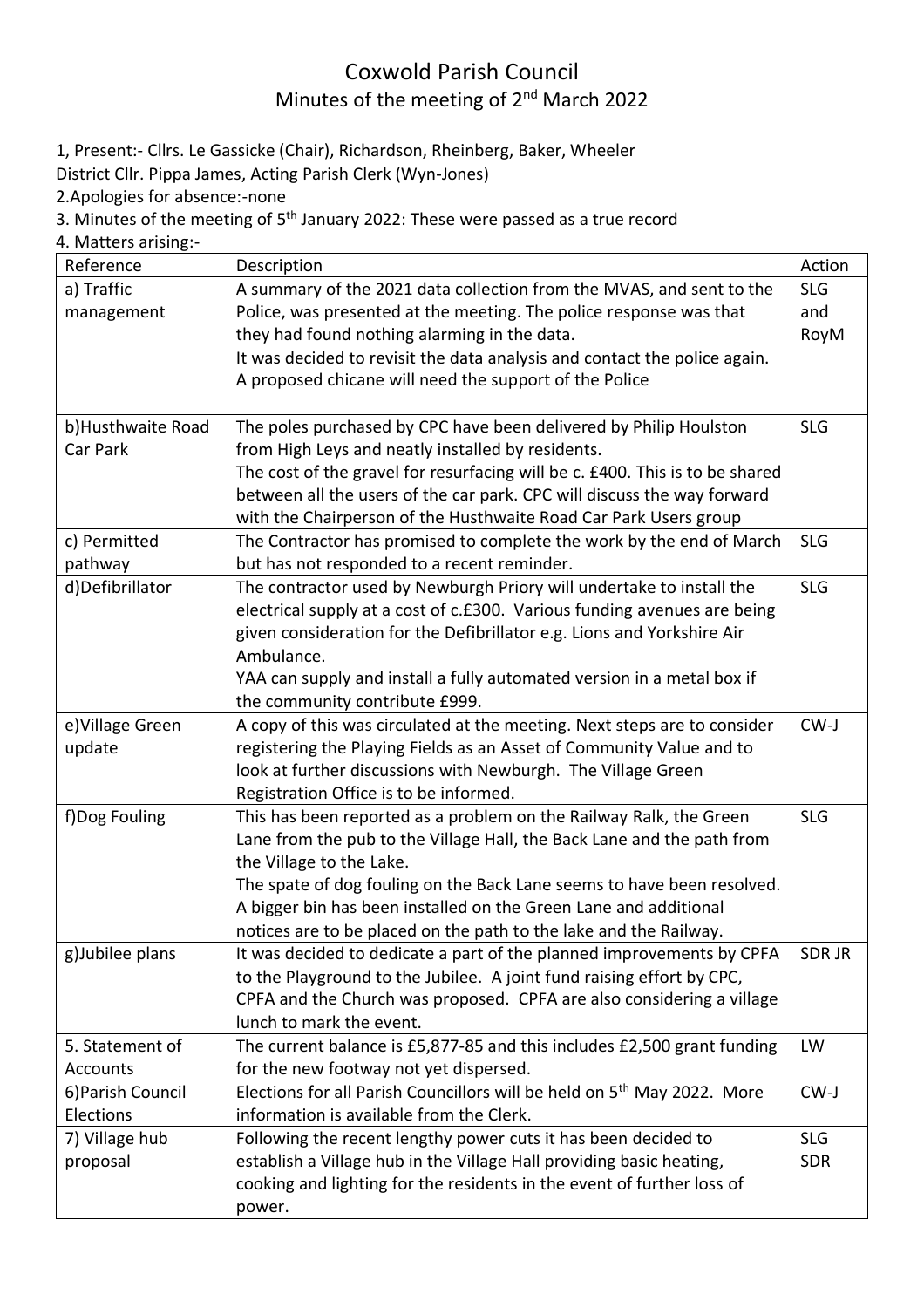# Coxwold Parish Council

## Minutes of the meeting of 2nd March 2022

1, Present:- Cllrs. Le Gassicke (Chair), Richardson, Rheinberg, Baker, Wheeler
District Cllr. Pippa James, Acting Parish Clerk (Wyn-Jones)

2.Apologies for absence:-none

3. Minutes of the meeting of 5th January 2022: These were passed as a true record

4. Matters arising:-

| Reference | Description | Action |
|---|---|---|
| a) Traffic management | A summary of the 2021 data collection from the MVAS, and sent to the Police, was presented at the meeting. The police response was that they had found nothing alarming in the data. It was decided to revisit the data analysis and contact the police again. A proposed chicane will need the support of the Police | SLG and RoyM |
| b)Husthwaite Road Car Park | The poles purchased by CPC have been delivered by Philip Houlston from High Leys and neatly installed by residents. The cost of the gravel for resurfacing will be c. £400. This is to be shared between all the users of the car park. CPC will discuss the way forward with the Chairperson of the Husthwaite Road Car Park Users group | SLG |
| c) Permitted pathway | The Contractor has promised to complete the work by the end of March but has not responded to a recent reminder. | SLG |
| d)Defibrillator | The contractor used by Newburgh Priory will undertake to install the electrical supply at a cost of c.£300. Various funding avenues are being given consideration for the Defibrillator e.g. Lions and Yorkshire Air Ambulance. YAA can supply and install a fully automated version in a metal box if the community contribute £999. | SLG |
| e)Village Green update | A copy of this was circulated at the meeting. Next steps are to consider registering the Playing Fields as an Asset of Community Value and to look at further discussions with Newburgh. The Village Green Registration Office is to be informed. | CW-J |
| f)Dog Fouling | This has been reported as a problem on the Railway Ralk, the Green Lane from the pub to the Village Hall, the Back Lane and the path from the Village to the Lake. The spate of dog fouling on the Back Lane seems to have been resolved. A bigger bin has been installed on the Green Lane and additional notices are to be placed on the path to the lake and the Railway. | SLG |
| g)Jubilee plans | It was decided to dedicate a part of the planned improvements by CPFA to the Playground to the Jubilee. A joint fund raising effort by CPC, CPFA and the Church was proposed. CPFA are also considering a village lunch to mark the event. | SDR JR |
| 5. Statement of Accounts | The current balance is £5,877-85 and this includes £2,500 grant funding for the new footway not yet dispersed. | LW |
| 6)Parish Council Elections | Elections for all Parish Councillors will be held on 5th May 2022. More information is available from the Clerk. | CW-J |
| 7) Village hub proposal | Following the recent lengthy power cuts it has been decided to establish a Village hub in the Village Hall providing basic heating, cooking and lighting for the residents in the event of further loss of power. | SLG SDR |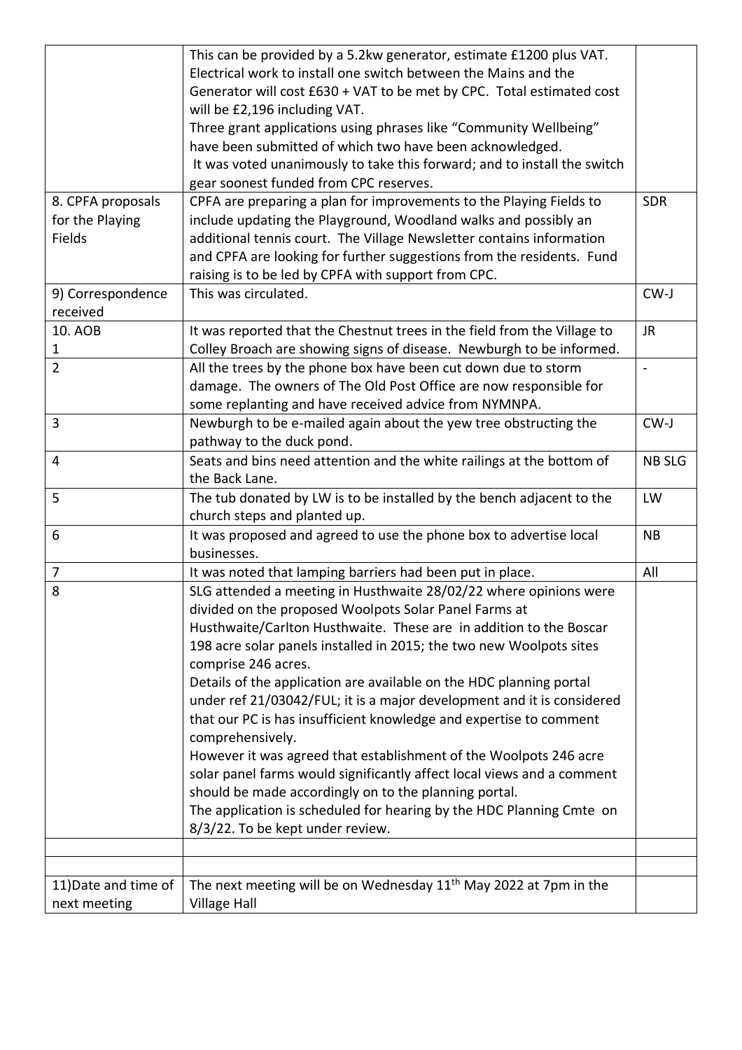| | | |
|---|---|---|
| | This can be provided by a 5.2kw generator, estimate £1200 plus VAT. Electrical work to install one switch between the Mains and the Generator will cost £630 + VAT to be met by CPC. Total estimated cost will be £2,196 including VAT.<br>Three grant applications using phrases like "Community Wellbeing" have been submitted of which two have been acknowledged.<br>It was voted unanimously to take this forward; and to install the switch gear soonest funded from CPC reserves. | |
| 8. CPFA proposals for the Playing Fields | CPFA are preparing a plan for improvements to the Playing Fields to include updating the Playground, Woodland walks and possibly an additional tennis court. The Village Newsletter contains information and CPFA are looking for further suggestions from the residents. Fund raising is to be led by CPFA with support from CPC. | SDR |
| 9) Correspondence received | This was circulated. | CW-J |
| 10. AOB<br>1 | It was reported that the Chestnut trees in the field from the Village to Colley Broach are showing signs of disease. Newburgh to be informed. | JR |
| 2 | All the trees by the phone box have been cut down due to storm damage. The owners of The Old Post Office are now responsible for some replanting and have received advice from NYMNPA. | - |
| 3 | Newburgh to be e-mailed again about the yew tree obstructing the pathway to the duck pond. | CW-J |
| 4 | Seats and bins need attention and the white railings at the bottom of the Back Lane. | NB SLG |
| 5 | The tub donated by LW is to be installed by the bench adjacent to the church steps and planted up. | LW |
| 6 | It was proposed and agreed to use the phone box to advertise local businesses. | NB |
| 7 | It was noted that lamping barriers had been put in place. | All |
| 8 | SLG attended a meeting in Husthwaite 28/02/22 where opinions were divided on the proposed Woolpots Solar Panel Farms at Husthwaite/Carlton Husthwaite. These are in addition to the Boscar 198 acre solar panels installed in 2015; the two new Woolpots sites comprise 246 acres.<br>Details of the application are available on the HDC planning portal under ref 21/03042/FUL; it is a major development and it is considered that our PC is has insufficient knowledge and expertise to comment comprehensively.<br>However it was agreed that establishment of the Woolpots 246 acre solar panel farms would significantly affect local views and a comment should be made accordingly on to the planning portal.<br>The application is scheduled for hearing by the HDC Planning Cmte on 8/3/22. To be kept under review. | |
| | | |
| | | |
| 11)Date and time of next meeting | The next meeting will be on Wednesday 11th May 2022 at 7pm in the Village Hall | |